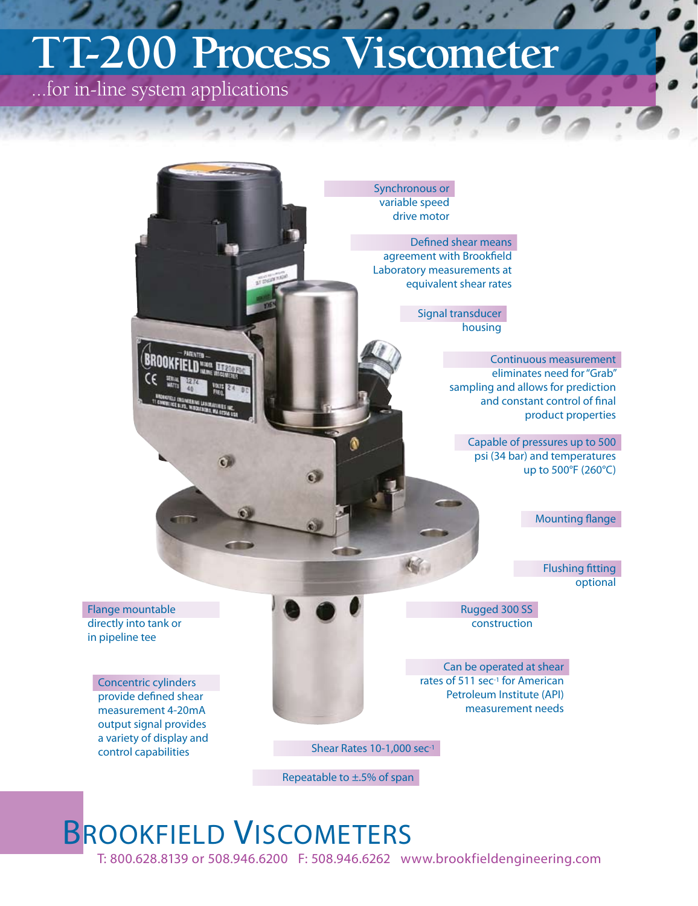# TT-200 Process Viscometer

...for in-line system applications

**Synchronous or** variable speed drive motor

**Defined shear means** agreement with Brookfield Laboratory measurements at equivalent shear rates

**Signal transducer** housing

**Continuous measurement** eliminates need for "Grab" sampling and allows for prediction and constant control of final product properties

**Capable of pressures up to 500** psi (34 bar) and temperatures up to 500°F (260°C)

**Mounting flange**

**Flushing fitting** optional

**Flange mountable** directly into tank or in pipeline tee

**Rugged 300 SS** construction

**Concentric cylinders** provide defined shear measurement 4-20mA output signal provides a variety of display and control capabilities

**Can be operated at shear** rates of 511 sec$^{-1}$ for American Petroleum Institute (API) measurement needs

**Shear Rates 10-1,000 sec$^{-1}$**

**Repeatable to ±.5% of span**

## Brookfield Viscometers

T: 800.628.8139 or 508.946.6200 F: 508.946.6262 www.brookfieldengineering.com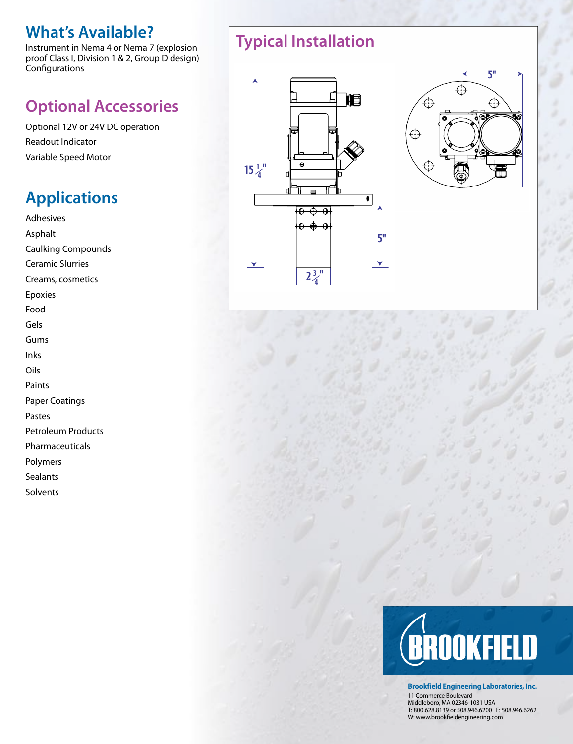## What's Available?

Instrument in Nema 4 or Nema 7 (explosion proof Class I, Division 1 & 2, Group D design) Configurations

## Optional Accessories

Optional 12V or 24V DC operation

Readout Indicator

Variable Speed Motor

## Applications

Adhesives

Asphalt

Caulking Compounds

Ceramic Slurries

Creams, cosmetics

Epoxies

Food

Gels

Gums

Inks

Oils

Paints

Paper Coatings

Pastes

Petroleum Products

Pharmaceuticals

Polymers

Sealants

Solvents

## Typical Installation

15 1/4"

5"

2 3/4"

5"

**Brookfield Engineering Laboratories, Inc.**
11 Commerce Boulevard
Middleboro, MA 02346-1031 USA
T: 800.628.8139 or 508.946.6200 F: 508.946.6262
W: www.brookfieldengineering.com